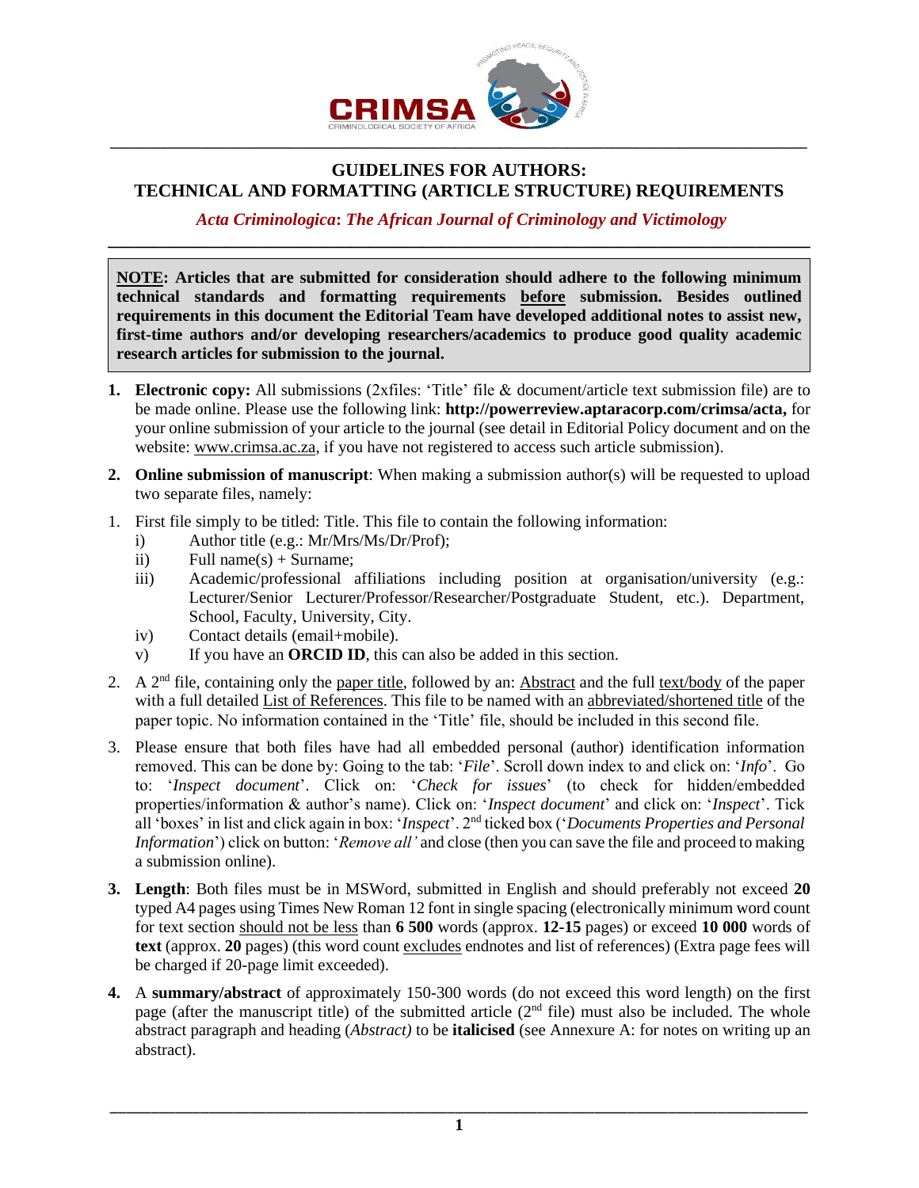# GUIDELINES FOR AUTHORS: TECHNICAL AND FORMATTING (ARTICLE STRUCTURE) REQUIREMENTS

*Acta Criminologica: The African Journal of Criminology and Victimology*

**NOTE: Articles that are submitted for consideration should adhere to the following minimum technical standards and formatting requirements before submission. Besides outlined requirements in this document the Editorial Team have developed additional notes to assist new, first-time authors and/or developing researchers/academics to produce good quality academic research articles for submission to the journal.**

1. **Electronic copy:** All submissions (2xfiles: 'Title' file & document/article text submission file) are to be made online. Please use the following link: **http://powerreview.aptaracorp.com/crimsa/acta,** for your online submission of your article to the journal (see detail in Editorial Policy document and on the website: www.crimsa.ac.za, if you have not registered to access such article submission).

2. **Online submission of manuscript**: When making a submission author(s) will be requested to upload two separate files, namely:

1. First file simply to be titled: Title. This file to contain the following information:
   - i) Author title (e.g.: Mr/Mrs/Ms/Dr/Prof);
   - ii) Full name(s) + Surname;
   - iii) Academic/professional affiliations including position at organisation/university (e.g.: Lecturer/Senior Lecturer/Professor/Researcher/Postgraduate Student, etc.). Department, School, Faculty, University, City.
   - iv) Contact details (email+mobile).
   - v) If you have an **ORCID ID**, this can also be added in this section.
2. A 2nd file, containing only the paper title, followed by an: Abstract and the full text/body of the paper with a full detailed List of References. This file to be named with an abbreviated/shortened title of the paper topic. No information contained in the 'Title' file, should be included in this second file.
3. Please ensure that both files have had all embedded personal (author) identification information removed. This can be done by: Going to the tab: '*File*'. Scroll down index to and click on: '*Info*'. Go to: '*Inspect document*'. Click on: '*Check for issues*' (to check for hidden/embedded properties/information & author's name). Click on: '*Inspect document*' and click on: '*Inspect*'. Tick all 'boxes' in list and click again in box: '*Inspect*'. 2nd ticked box ('*Documents Properties and Personal Information*') click on button: '*Remove all'* and close (then you can save the file and proceed to making a submission online).

3. **Length**: Both files must be in MSWord, submitted in English and should preferably not exceed **20** typed A4 pages using Times New Roman 12 font in single spacing (electronically minimum word count for text section should not be less than **6 500** words (approx. **12-15** pages) or exceed **10 000** words of **text** (approx. **20** pages) (this word count excludes endnotes and list of references) (Extra page fees will be charged if 20-page limit exceeded).

4. A **summary/abstract** of approximately 150-300 words (do not exceed this word length) on the first page (after the manuscript title) of the submitted article (2nd file) must also be included. The whole abstract paragraph and heading (*Abstract)* to be **italicised** (see Annexure A: for notes on writing up an abstract).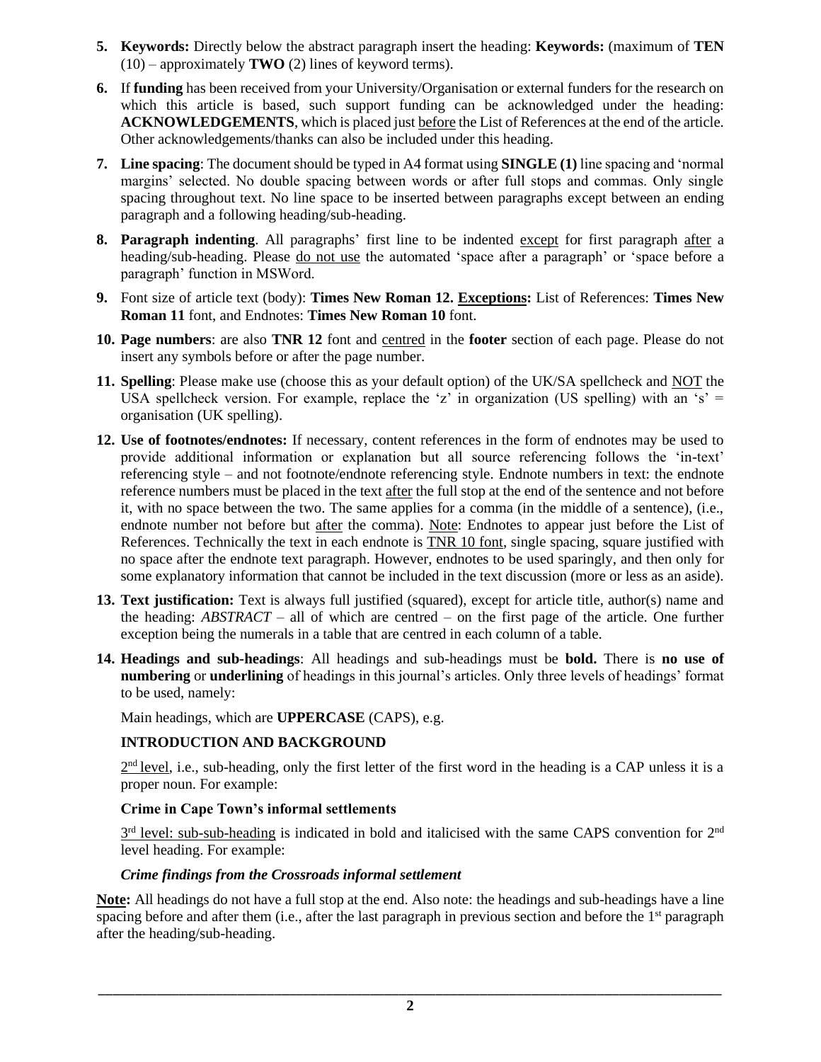5. **Keywords:** Directly below the abstract paragraph insert the heading: **Keywords:** (maximum of **TEN** (10) – approximately **TWO** (2) lines of keyword terms).

6. If **funding** has been received from your University/Organisation or external funders for the research on which this article is based, such support funding can be acknowledged under the heading: **ACKNOWLEDGEMENTS**, which is placed just <u>before</u> the List of References at the end of the article. Other acknowledgements/thanks can also be included under this heading.

7. **Line spacing**: The document should be typed in A4 format using **SINGLE (1)** line spacing and 'normal margins' selected. No double spacing between words or after full stops and commas. Only single spacing throughout text. No line space to be inserted between paragraphs except between an ending paragraph and a following heading/sub-heading.

8. **Paragraph indenting**. All paragraphs' first line to be indented <u>except</u> for first paragraph <u>after</u> a heading/sub-heading. Please <u>do not use</u> the automated 'space after a paragraph' or 'space before a paragraph' function in MSWord.

9. Font size of article text (body): **Times New Roman 12. <u>Exceptions</u>:** List of References: **Times New Roman 11** font, and Endnotes: **Times New Roman 10** font.

10. **Page numbers**: are also **TNR 12** font and <u>centred</u> in the **footer** section of each page. Please do not insert any symbols before or after the page number.

11. **Spelling**: Please make use (choose this as your default option) of the UK/SA spellcheck and <u>NOT</u> the USA spellcheck version. For example, replace the 'z' in organization (US spelling) with an 's' = organisation (UK spelling).

12. **Use of footnotes/endnotes:** If necessary, content references in the form of endnotes may be used to provide additional information or explanation but all source referencing follows the 'in-text' referencing style – and not footnote/endnote referencing style. Endnote numbers in text: the endnote reference numbers must be placed in the text <u>after</u> the full stop at the end of the sentence and not before it, with no space between the two. The same applies for a comma (in the middle of a sentence), (i.e., endnote number not before but <u>after</u> the comma). <u>Note</u>: Endnotes to appear just before the List of References. Technically the text in each endnote is <u>TNR 10 font</u>, single spacing, square justified with no space after the endnote text paragraph. However, endnotes to be used sparingly, and then only for some explanatory information that cannot be included in the text discussion (more or less as an aside).

13. **Text justification:** Text is always full justified (squared), except for article title, author(s) name and the heading: *ABSTRACT* – all of which are centred – on the first page of the article. One further exception being the numerals in a table that are centred in each column of a table.

14. **Headings and sub-headings**: All headings and sub-headings must be **bold.** There is **no use of numbering** or **underlining** of headings in this journal's articles. Only three levels of headings' format to be used, namely:

    Main headings, which are **UPPERCASE** (CAPS), e.g.

    **INTRODUCTION AND BACKGROUND**

    <u>2nd level</u>, i.e., sub-heading, only the first letter of the first word in the heading is a CAP unless it is a proper noun. For example:

    **Crime in Cape Town's informal settlements**

    <u>3rd level: sub-sub-heading</u> is indicated in bold and italicised with the same CAPS convention for 2nd level heading. For example:

    ***Crime findings from the Crossroads informal settlement***

**<u>Note</u>:** All headings do not have a full stop at the end. Also note: the headings and sub-headings have a line spacing before and after them (i.e., after the last paragraph in previous section and before the 1st paragraph after the heading/sub-heading.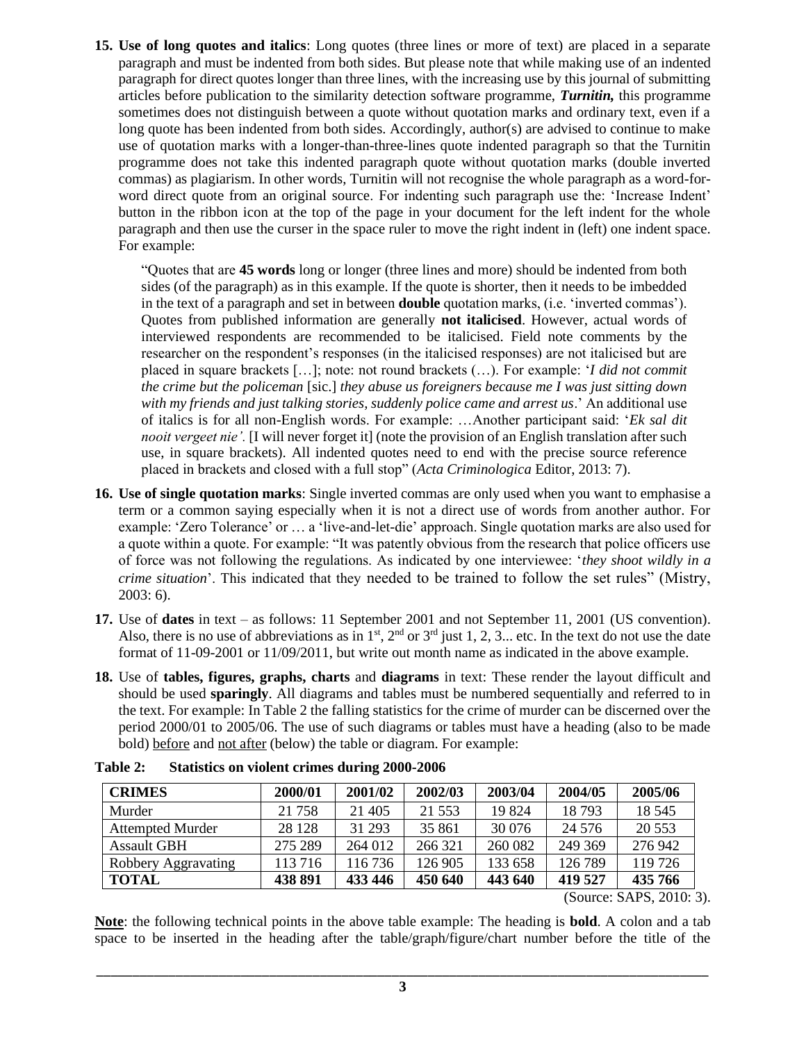15. **Use of long quotes and italics**: Long quotes (three lines or more of text) are placed in a separate paragraph and must be indented from both sides. But please note that while making use of an indented paragraph for direct quotes longer than three lines, with the increasing use by this journal of submitting articles before publication to the similarity detection software programme, ***Turnitin,*** this programme sometimes does not distinguish between a quote without quotation marks and ordinary text, even if a long quote has been indented from both sides. Accordingly, author(s) are advised to continue to make use of quotation marks with a longer-than-three-lines quote indented paragraph so that the Turnitin programme does not take this indented paragraph quote without quotation marks (double inverted commas) as plagiarism. In other words, Turnitin will not recognise the whole paragraph as a word-for-word direct quote from an original source. For indenting such paragraph use the: 'Increase Indent' button in the ribbon icon at the top of the page in your document for the left indent for the whole paragraph and then use the curser in the space ruler to move the right indent in (left) one indent space. For example:

> "Quotes that are **45 words** long or longer (three lines and more) should be indented from both sides (of the paragraph) as in this example. If the quote is shorter, then it needs to be imbedded in the text of a paragraph and set in between **double** quotation marks, (i.e. 'inverted commas'). Quotes from published information are generally **not italicised**. However, actual words of interviewed respondents are recommended to be italicised. Field note comments by the researcher on the respondent's responses (in the italicised responses) are not italicised but are placed in square brackets […]; note: not round brackets (…). For example: '*I did not commit the crime but the policeman* [sic.] *they abuse us foreigners because me I was just sitting down with my friends and just talking stories, suddenly police came and arrest us*.' An additional use of italics is for all non-English words. For example: …Another participant said: '*Ek sal dit nooit vergeet nie'.* [I will never forget it] (note the provision of an English translation after such use, in square brackets). All indented quotes need to end with the precise source reference placed in brackets and closed with a full stop" (*Acta Criminologica* Editor, 2013: 7).

16. **Use of single quotation marks**: Single inverted commas are only used when you want to emphasise a term or a common saying especially when it is not a direct use of words from another author. For example: 'Zero Tolerance' or … a 'live-and-let-die' approach. Single quotation marks are also used for a quote within a quote. For example: "It was patently obvious from the research that police officers use of force was not following the regulations. As indicated by one interviewee: '*they shoot wildly in a crime situation*'. This indicated that they needed to be trained to follow the set rules" (Mistry, 2003: 6).

17. Use of **dates** in text – as follows: 11 September 2001 and not September 11, 2001 (US convention). Also, there is no use of abbreviations as in 1st, 2nd or 3rd just 1, 2, 3... etc. In the text do not use the date format of 11-09-2001 or 11/09/2011, but write out month name as indicated in the above example.

18. Use of **tables, figures, graphs, charts** and **diagrams** in text: These render the layout difficult and should be used **sparingly**. All diagrams and tables must be numbered sequentially and referred to in the text. For example: In Table 2 the falling statistics for the crime of murder can be discerned over the period 2000/01 to 2005/06. The use of such diagrams or tables must have a heading (also to be made bold) before and not after (below) the table or diagram. For example:

**Table 2: Statistics on violent crimes during 2000-2006**

| **CRIMES** | **2000/01** | **2001/02** | **2002/03** | **2003/04** | **2004/05** | **2005/06** |
|---|---|---|---|---|---|---|
| Murder | 21 758 | 21 405 | 21 553 | 19 824 | 18 793 | 18 545 |
| Attempted Murder | 28 128 | 31 293 | 35 861 | 30 076 | 24 576 | 20 553 |
| Assault GBH | 275 289 | 264 012 | 266 321 | 260 082 | 249 369 | 276 942 |
| Robbery Aggravating | 113 716 | 116 736 | 126 905 | 133 658 | 126 789 | 119 726 |
| **TOTAL** | **438 891** | **433 446** | **450 640** | **443 640** | **419 527** | **435 766** |

(Source: SAPS, 2010: 3).

**Note**: the following technical points in the above table example: The heading is **bold**. A colon and a tab space to be inserted in the heading after the table/graph/figure/chart number before the title of the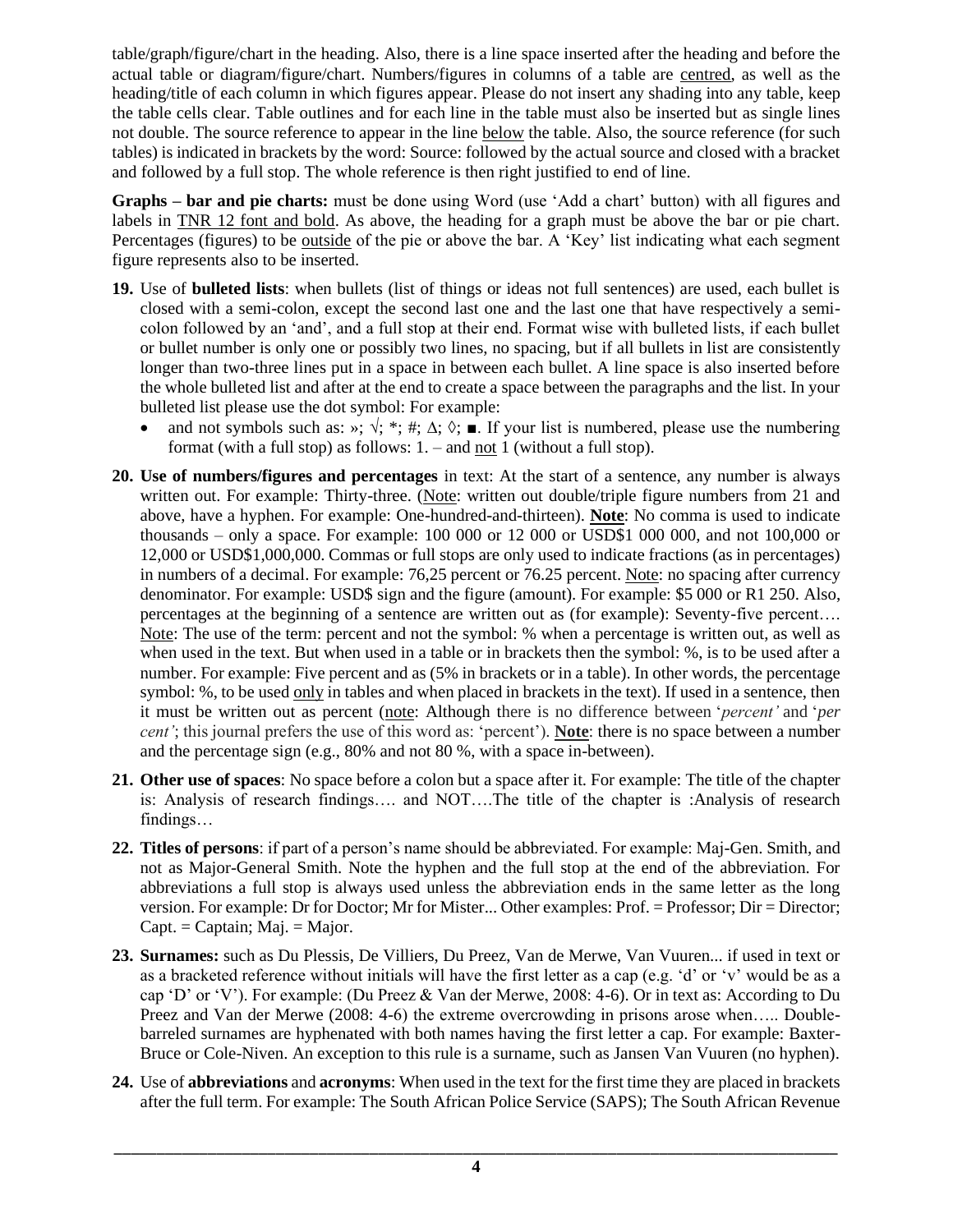table/graph/figure/chart in the heading. Also, there is a line space inserted after the heading and before the actual table or diagram/figure/chart. Numbers/figures in columns of a table are centred, as well as the heading/title of each column in which figures appear. Please do not insert any shading into any table, keep the table cells clear. Table outlines and for each line in the table must also be inserted but as single lines not double. The source reference to appear in the line below the table. Also, the source reference (for such tables) is indicated in brackets by the word: Source: followed by the actual source and closed with a bracket and followed by a full stop. The whole reference is then right justified to end of line.

**Graphs – bar and pie charts:** must be done using Word (use 'Add a chart' button) with all figures and labels in TNR 12 font and bold. As above, the heading for a graph must be above the bar or pie chart. Percentages (figures) to be outside of the pie or above the bar. A 'Key' list indicating what each segment figure represents also to be inserted.

**19.** Use of **bulleted lists**: when bullets (list of things or ideas not full sentences) are used, each bullet is closed with a semi-colon, except the second last one and the last one that have respectively a semi-colon followed by an 'and', and a full stop at their end. Format wise with bulleted lists, if each bullet or bullet number is only one or possibly two lines, no spacing, but if all bullets in list are consistently longer than two-three lines put in a space in between each bullet. A line space is also inserted before the whole bulleted list and after at the end to create a space between the paragraphs and the list. In your bulleted list please use the dot symbol: For example:

- and not symbols such as: »; √; *; #; ∆; ◊; ■. If your list is numbered, please use the numbering format (with a full stop) as follows: 1. – and not 1 (without a full stop).

**20. Use of numbers/figures and percentages** in text: At the start of a sentence, any number is always written out. For example: Thirty-three. (Note: written out double/triple figure numbers from 21 and above, have a hyphen. For example: One-hundred-and-thirteen). **Note**: No comma is used to indicate thousands – only a space. For example: 100 000 or 12 000 or USD$1 000 000, and not 100,000 or 12,000 or USD$1,000,000. Commas or full stops are only used to indicate fractions (as in percentages) in numbers of a decimal. For example: 76,25 percent or 76.25 percent. Note: no spacing after currency denominator. For example: USD$ sign and the figure (amount). For example: $5 000 or R1 250. Also, percentages at the beginning of a sentence are written out as (for example): Seventy-five percent…. Note: The use of the term: percent and not the symbol: % when a percentage is written out, as well as when used in the text. But when used in a table or in brackets then the symbol: %, is to be used after a number. For example: Five percent and as (5% in brackets or in a table). In other words, the percentage symbol: %, to be used only in tables and when placed in brackets in the text). If used in a sentence, then it must be written out as percent (note: Although there is no difference between '*percent'* and '*per cent'*; this journal prefers the use of this word as: 'percent'). **Note**: there is no space between a number and the percentage sign (e.g., 80% and not 80 %, with a space in-between).

**21. Other use of spaces**: No space before a colon but a space after it. For example: The title of the chapter is: Analysis of research findings…. and NOT….The title of the chapter is :Analysis of research findings…

**22. Titles of persons**: if part of a person's name should be abbreviated. For example: Maj-Gen. Smith, and not as Major-General Smith. Note the hyphen and the full stop at the end of the abbreviation. For abbreviations a full stop is always used unless the abbreviation ends in the same letter as the long version. For example: Dr for Doctor; Mr for Mister... Other examples: Prof. = Professor; Dir = Director; Capt. = Captain; Maj. = Major.

**23. Surnames:** such as Du Plessis, De Villiers, Du Preez, Van de Merwe, Van Vuuren... if used in text or as a bracketed reference without initials will have the first letter as a cap (e.g. 'd' or 'v' would be as a cap 'D' or 'V'). For example: (Du Preez & Van der Merwe, 2008: 4-6). Or in text as: According to Du Preez and Van der Merwe (2008: 4-6) the extreme overcrowding in prisons arose when….. Double-barreled surnames are hyphenated with both names having the first letter a cap. For example: Baxter-Bruce or Cole-Niven. An exception to this rule is a surname, such as Jansen Van Vuuren (no hyphen).

**24.** Use of **abbreviations** and **acronyms**: When used in the text for the first time they are placed in brackets after the full term. For example: The South African Police Service (SAPS); The South African Revenue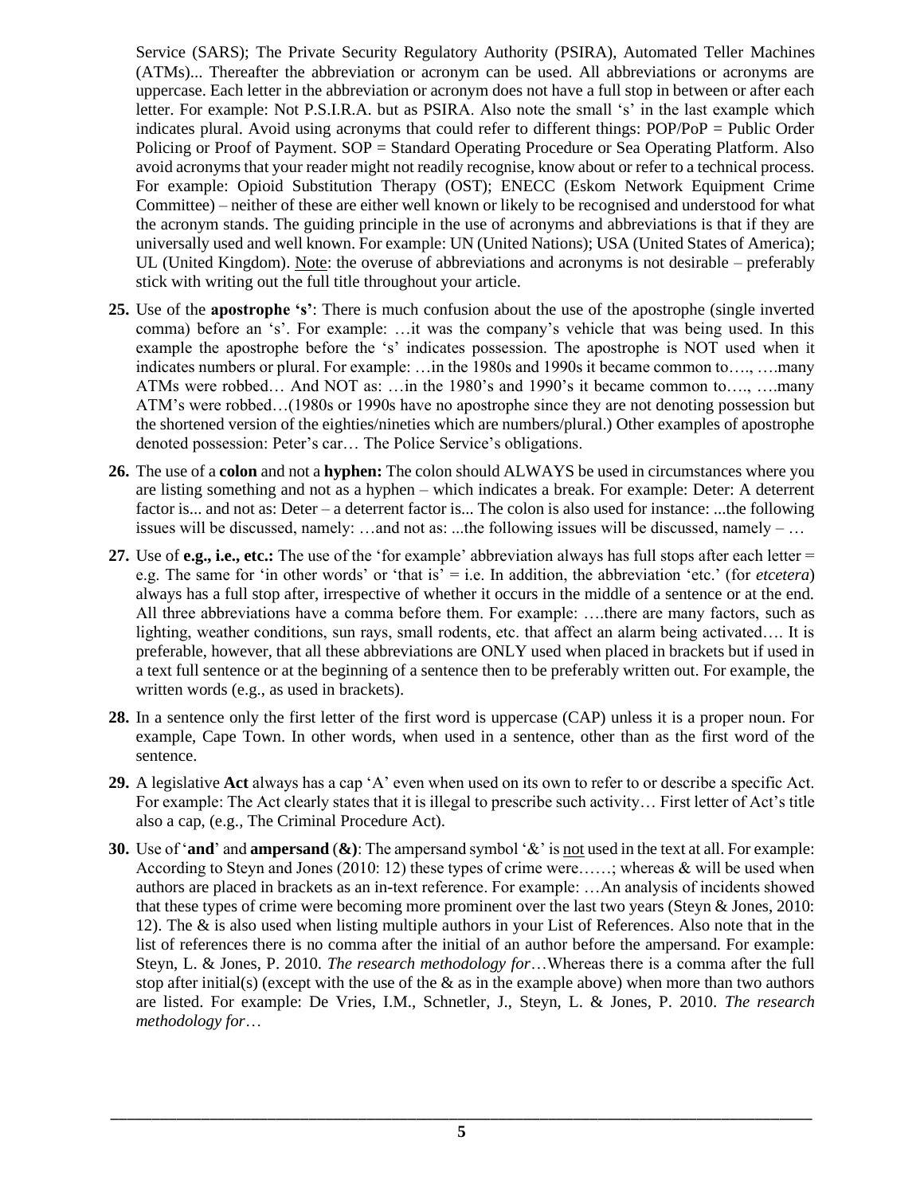Service (SARS); The Private Security Regulatory Authority (PSIRA), Automated Teller Machines (ATMs)... Thereafter the abbreviation or acronym can be used. All abbreviations or acronyms are uppercase. Each letter in the abbreviation or acronym does not have a full stop in between or after each letter. For example: Not P.S.I.R.A. but as PSIRA. Also note the small 's' in the last example which indicates plural. Avoid using acronyms that could refer to different things: POP/PoP = Public Order Policing or Proof of Payment. SOP = Standard Operating Procedure or Sea Operating Platform. Also avoid acronyms that your reader might not readily recognise, know about or refer to a technical process. For example: Opioid Substitution Therapy (OST); ENECC (Eskom Network Equipment Crime Committee) – neither of these are either well known or likely to be recognised and understood for what the acronym stands. The guiding principle in the use of acronyms and abbreviations is that if they are universally used and well known. For example: UN (United Nations); USA (United States of America); UL (United Kingdom). <u>Note</u>: the overuse of abbreviations and acronyms is not desirable – preferably stick with writing out the full title throughout your article.

**25.** Use of the **apostrophe 's'**: There is much confusion about the use of the apostrophe (single inverted comma) before an 's'. For example: …it was the company's vehicle that was being used. In this example the apostrophe before the 's' indicates possession. The apostrophe is NOT used when it indicates numbers or plural. For example: …in the 1980s and 1990s it became common to…., ….many ATMs were robbed… And NOT as: …in the 1980's and 1990's it became common to…., ….many ATM's were robbed…(1980s or 1990s have no apostrophe since they are not denoting possession but the shortened version of the eighties/nineties which are numbers/plural.) Other examples of apostrophe denoted possession: Peter's car… The Police Service's obligations.

**26.** The use of a **colon** and not a **hyphen:** The colon should ALWAYS be used in circumstances where you are listing something and not as a hyphen – which indicates a break. For example: Deter: A deterrent factor is... and not as: Deter – a deterrent factor is... The colon is also used for instance: ...the following issues will be discussed, namely: …and not as: ...the following issues will be discussed, namely – …

**27.** Use of **e.g., i.e., etc.:** The use of the 'for example' abbreviation always has full stops after each letter = e.g. The same for 'in other words' or 'that is' = i.e. In addition, the abbreviation 'etc.' (for *etcetera*) always has a full stop after, irrespective of whether it occurs in the middle of a sentence or at the end. All three abbreviations have a comma before them. For example: ….there are many factors, such as lighting, weather conditions, sun rays, small rodents, etc. that affect an alarm being activated…. It is preferable, however, that all these abbreviations are ONLY used when placed in brackets but if used in a text full sentence or at the beginning of a sentence then to be preferably written out. For example, the written words (e.g., as used in brackets).

**28.** In a sentence only the first letter of the first word is uppercase (CAP) unless it is a proper noun. For example, Cape Town. In other words, when used in a sentence, other than as the first word of the sentence.

**29.** A legislative **Act** always has a cap 'A' even when used on its own to refer to or describe a specific Act. For example: The Act clearly states that it is illegal to prescribe such activity… First letter of Act's title also a cap, (e.g., The Criminal Procedure Act).

**30.** Use of '**and**' and **ampersand** (**&**): The ampersand symbol '&' is <u>not</u> used in the text at all. For example: According to Steyn and Jones (2010: 12) these types of crime were……; whereas & will be used when authors are placed in brackets as an in-text reference. For example: …An analysis of incidents showed that these types of crime were becoming more prominent over the last two years (Steyn & Jones, 2010: 12). The & is also used when listing multiple authors in your List of References. Also note that in the list of references there is no comma after the initial of an author before the ampersand. For example: Steyn, L. & Jones, P. 2010. *The research methodology for*…Whereas there is a comma after the full stop after initial(s) (except with the use of the & as in the example above) when more than two authors are listed. For example: De Vries, I.M., Schnetler, J., Steyn, L. & Jones, P. 2010. *The research methodology for*…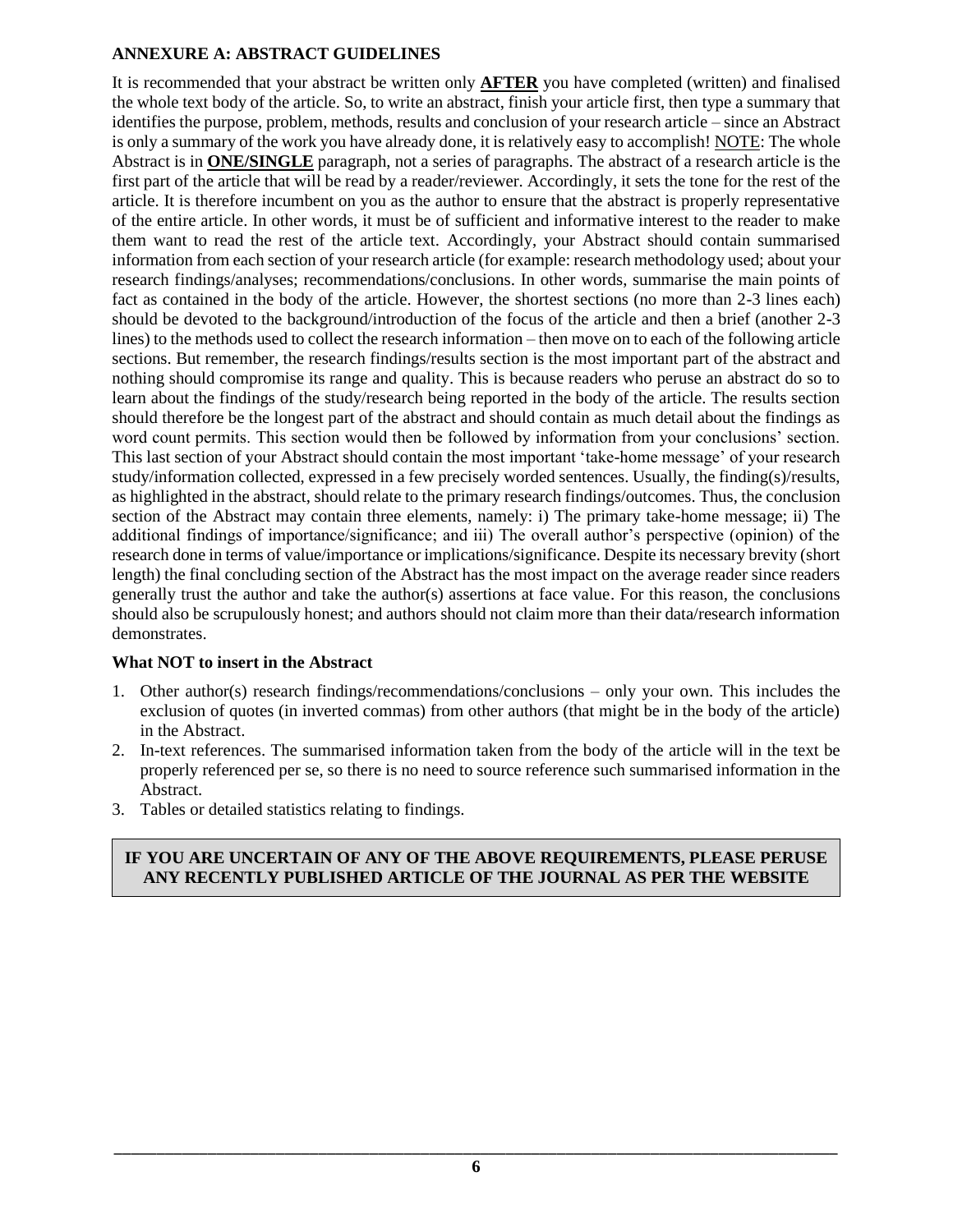**ANNEXURE A: ABSTRACT GUIDELINES**

It is recommended that your abstract be written only **AFTER** you have completed (written) and finalised the whole text body of the article. So, to write an abstract, finish your article first, then type a summary that identifies the purpose, problem, methods, results and conclusion of your research article – since an Abstract is only a summary of the work you have already done, it is relatively easy to accomplish! NOTE: The whole Abstract is in **ONE/SINGLE** paragraph, not a series of paragraphs. The abstract of a research article is the first part of the article that will be read by a reader/reviewer. Accordingly, it sets the tone for the rest of the article. It is therefore incumbent on you as the author to ensure that the abstract is properly representative of the entire article. In other words, it must be of sufficient and informative interest to the reader to make them want to read the rest of the article text. Accordingly, your Abstract should contain summarised information from each section of your research article (for example: research methodology used; about your research findings/analyses; recommendations/conclusions. In other words, summarise the main points of fact as contained in the body of the article. However, the shortest sections (no more than 2-3 lines each) should be devoted to the background/introduction of the focus of the article and then a brief (another 2-3 lines) to the methods used to collect the research information – then move on to each of the following article sections. But remember, the research findings/results section is the most important part of the abstract and nothing should compromise its range and quality. This is because readers who peruse an abstract do so to learn about the findings of the study/research being reported in the body of the article. The results section should therefore be the longest part of the abstract and should contain as much detail about the findings as word count permits. This section would then be followed by information from your conclusions' section. This last section of your Abstract should contain the most important 'take-home message' of your research study/information collected, expressed in a few precisely worded sentences. Usually, the finding(s)/results, as highlighted in the abstract, should relate to the primary research findings/outcomes. Thus, the conclusion section of the Abstract may contain three elements, namely: i) The primary take-home message; ii) The additional findings of importance/significance; and iii) The overall author's perspective (opinion) of the research done in terms of value/importance or implications/significance. Despite its necessary brevity (short length) the final concluding section of the Abstract has the most impact on the average reader since readers generally trust the author and take the author(s) assertions at face value. For this reason, the conclusions should also be scrupulously honest; and authors should not claim more than their data/research information demonstrates.

**What NOT to insert in the Abstract**

1. Other author(s) research findings/recommendations/conclusions – only your own. This includes the exclusion of quotes (in inverted commas) from other authors (that might be in the body of the article) in the Abstract.
2. In-text references. The summarised information taken from the body of the article will in the text be properly referenced per se, so there is no need to source reference such summarised information in the Abstract.
3. Tables or detailed statistics relating to findings.

**IF YOU ARE UNCERTAIN OF ANY OF THE ABOVE REQUIREMENTS, PLEASE PERUSE ANY RECENTLY PUBLISHED ARTICLE OF THE JOURNAL AS PER THE WEBSITE**